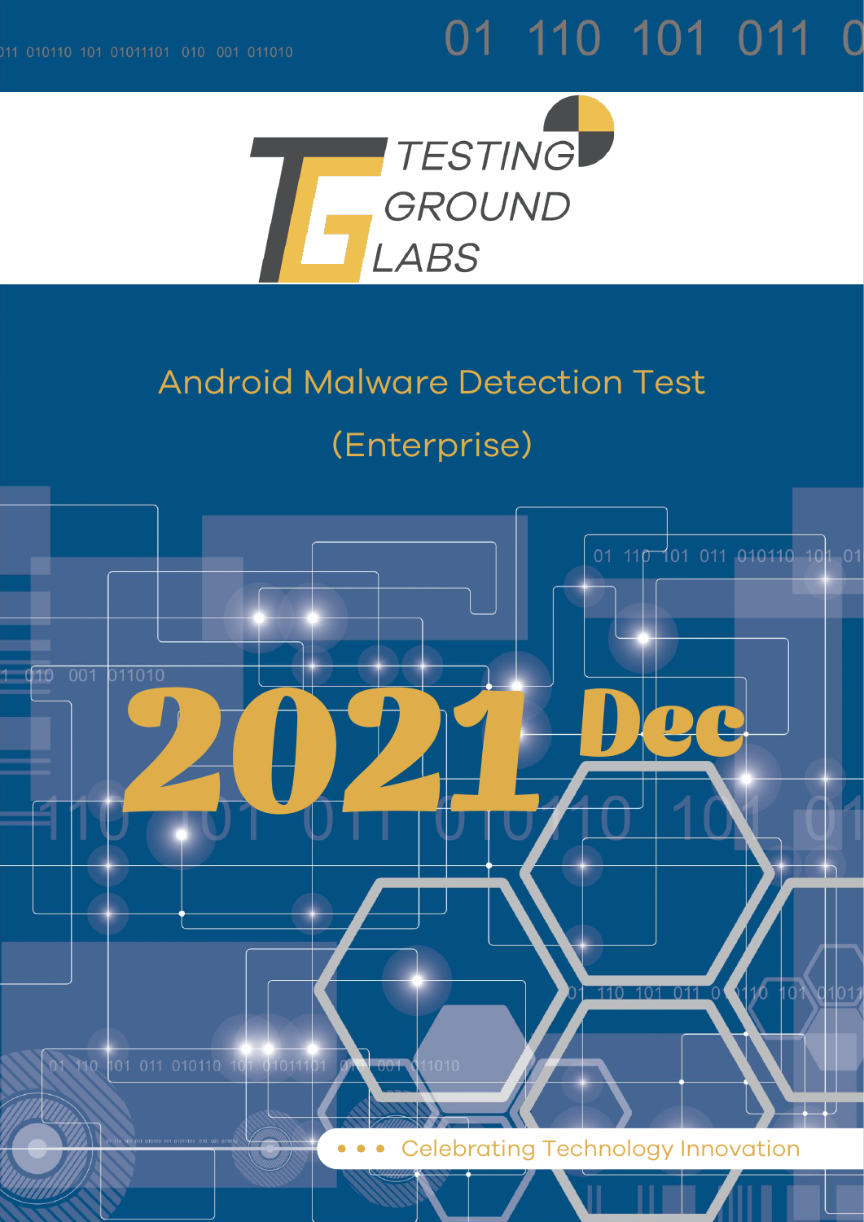TESTING GROUND LABS

# Android Malware Detection Test

## (Enterprise)

# 2021 Dec

Celebrating Technology Innovation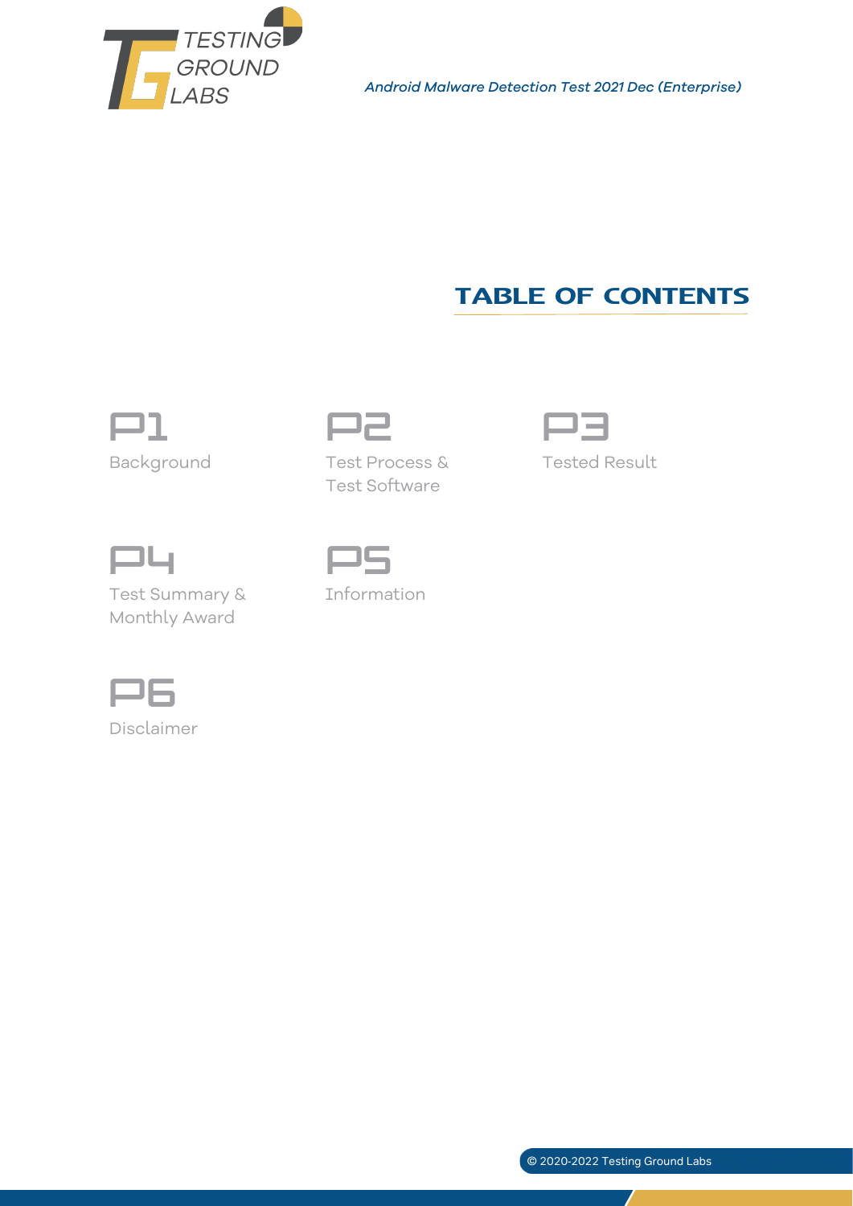# TABLE OF CONTENTS

**P1**
Background

**P2**
Test Process & Test Software

**P3**
Tested Result

**P4**
Test Summary & Monthly Award

**P5**
Information

**P6**
Disclaimer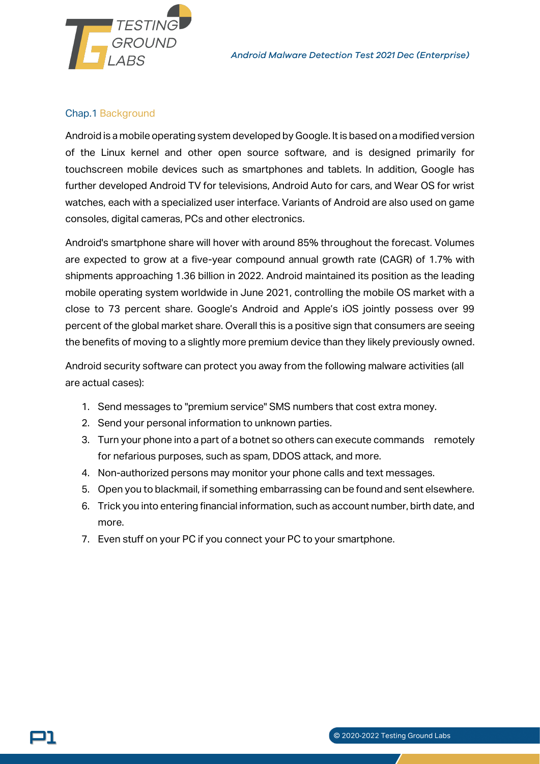## Chap.1 Background

Android is a mobile operating system developed by Google. It is based on a modified version of the Linux kernel and other open source software, and is designed primarily for touchscreen mobile devices such as smartphones and tablets. In addition, Google has further developed Android TV for televisions, Android Auto for cars, and Wear OS for wrist watches, each with a specialized user interface. Variants of Android are also used on game consoles, digital cameras, PCs and other electronics.

Android's smartphone share will hover with around 85% throughout the forecast. Volumes are expected to grow at a five-year compound annual growth rate (CAGR) of 1.7% with shipments approaching 1.36 billion in 2022. Android maintained its position as the leading mobile operating system worldwide in June 2021, controlling the mobile OS market with a close to 73 percent share. Google's Android and Apple's iOS jointly possess over 99 percent of the global market share. Overall this is a positive sign that consumers are seeing the benefits of moving to a slightly more premium device than they likely previously owned.

Android security software can protect you away from the following malware activities (all are actual cases):

1. Send messages to "premium service" SMS numbers that cost extra money.
2. Send your personal information to unknown parties.
3. Turn your phone into a part of a botnet so others can execute commands remotely for nefarious purposes, such as spam, DDOS attack, and more.
4. Non-authorized persons may monitor your phone calls and text messages.
5. Open you to blackmail, if something embarrassing can be found and sent elsewhere.
6. Trick you into entering financial information, such as account number, birth date, and more.
7. Even stuff on your PC if you connect your PC to your smartphone.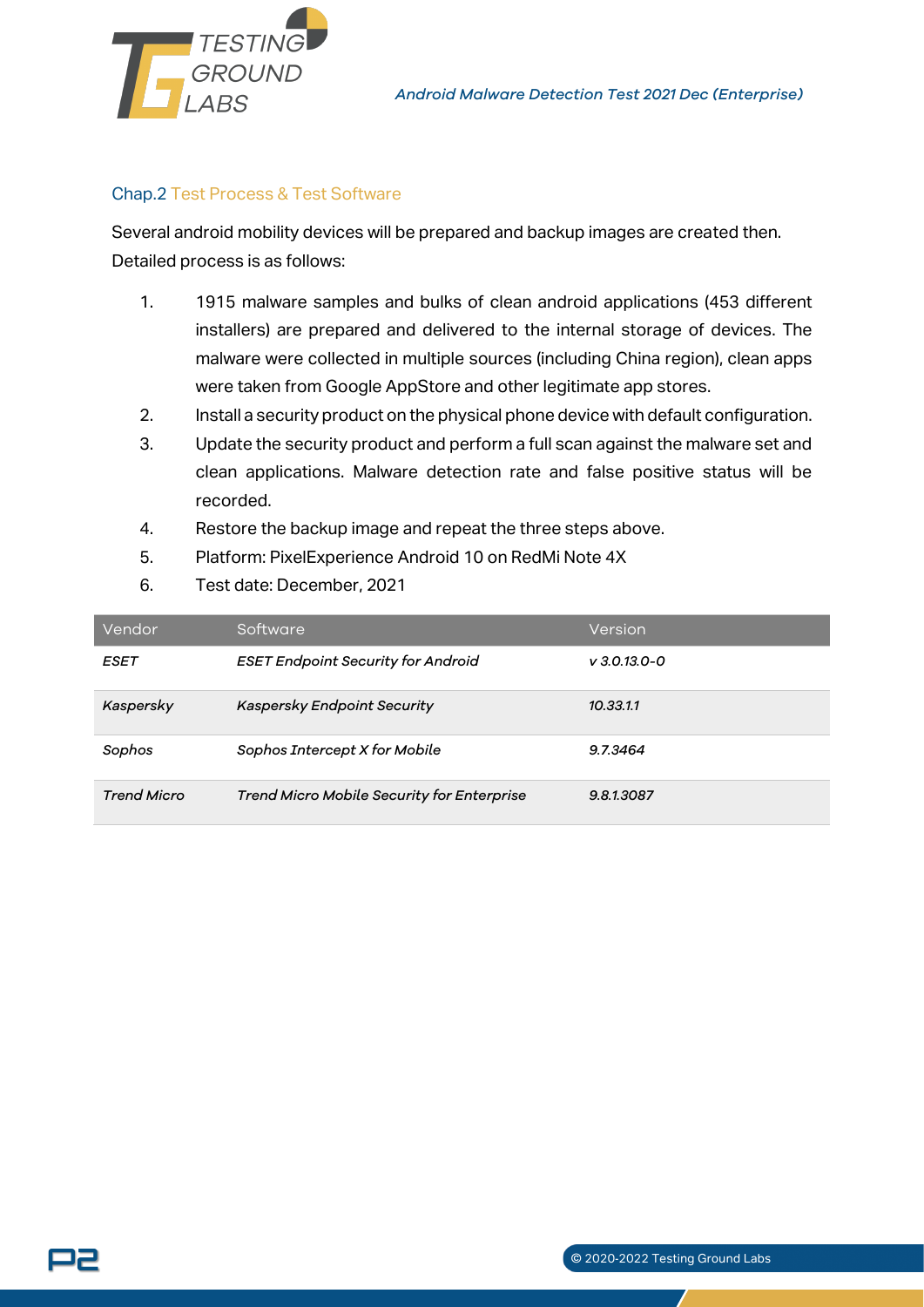## Chap.2 Test Process & Test Software

Several android mobility devices will be prepared and backup images are created then. Detailed process is as follows:

1. 1915 malware samples and bulks of clean android applications (453 different installers) are prepared and delivered to the internal storage of devices. The malware were collected in multiple sources (including China region), clean apps were taken from Google AppStore and other legitimate app stores.
2. Install a security product on the physical phone device with default configuration.
3. Update the security product and perform a full scan against the malware set and clean applications. Malware detection rate and false positive status will be recorded.
4. Restore the backup image and repeat the three steps above.
5. Platform: PixelExperience Android 10 on RedMi Note 4X
6. Test date: December, 2021

| Vendor | Software | Version |
|---|---|---|
| *ESET* | *ESET Endpoint Security for Android* | *v 3.0.13.0-0* |
| *Kaspersky* | *Kaspersky Endpoint Security* | *10.33.1.1* |
| *Sophos* | *Sophos Intercept X for Mobile* | *9.7.3464* |
| *Trend Micro* | *Trend Micro Mobile Security for Enterprise* | *9.8.1.3087* |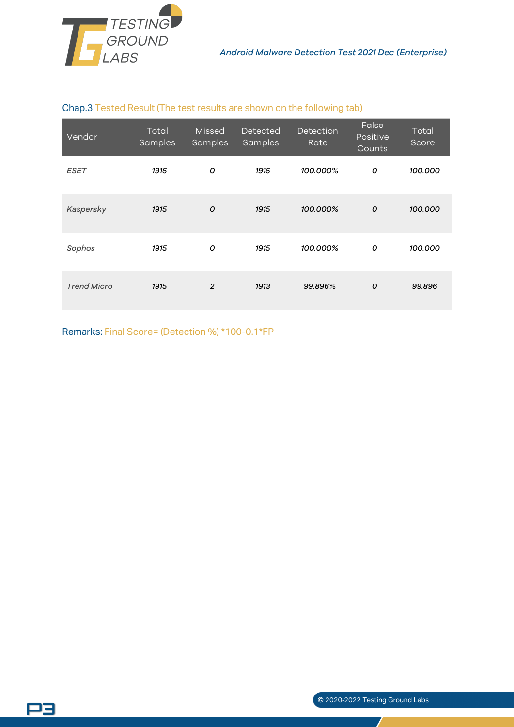## Chap.3 Tested Result (The test results are shown on the following tab)

| Vendor | Total Samples | Missed Samples | Detected Samples | Detection Rate | False Positive Counts | Total Score |
|---|---|---|---|---|---|---|
| *ESET* | *1915* | *0* | *1915* | *100.000%* | *0* | *100.000* |
| *Kaspersky* | *1915* | *0* | *1915* | *100.000%* | *0* | *100.000* |
| *Sophos* | *1915* | *0* | *1915* | *100.000%* | *0* | *100.000* |
| *Trend Micro* | *1915* | *2* | *1913* | *99.896%* | *0* | *99.896* |

Remarks: Final Score= (Detection %) *100-0.1*FP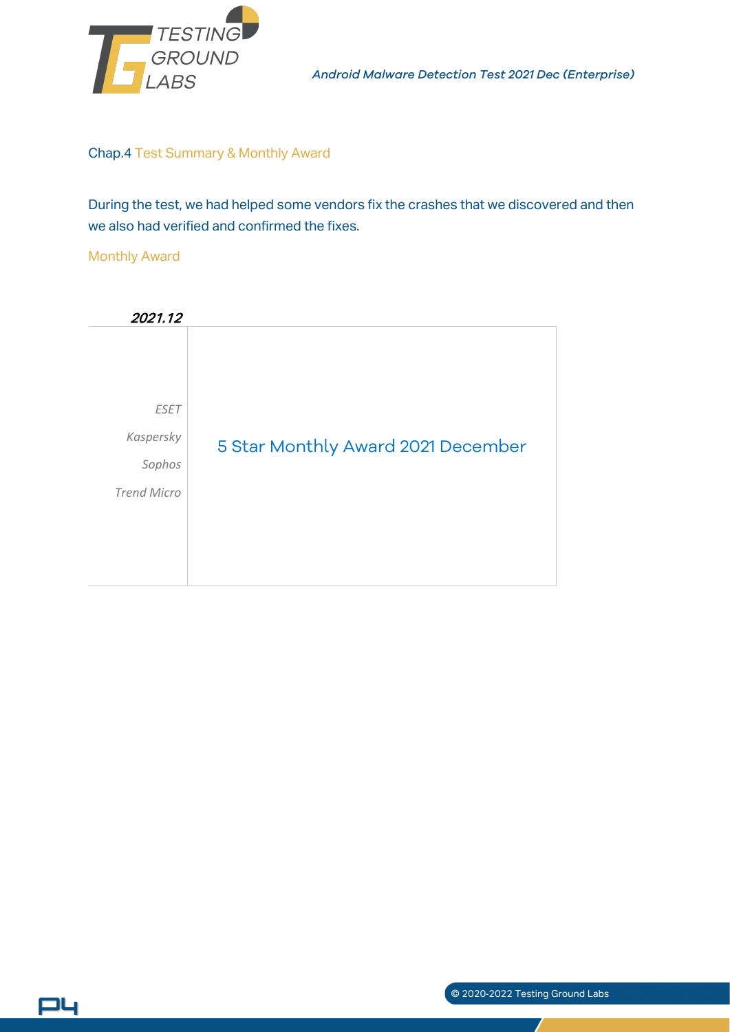## Chap.4 Test Summary & Monthly Award

During the test, we had helped some vendors fix the crashes that we discovered and then we also had verified and confirmed the fixes.

### Monthly Award

| 2021.12 | |
|---|---|
| *ESET*<br>*Kaspersky*<br>*Sophos*<br>*Trend Micro* | 5 Star Monthly Award 2021 December |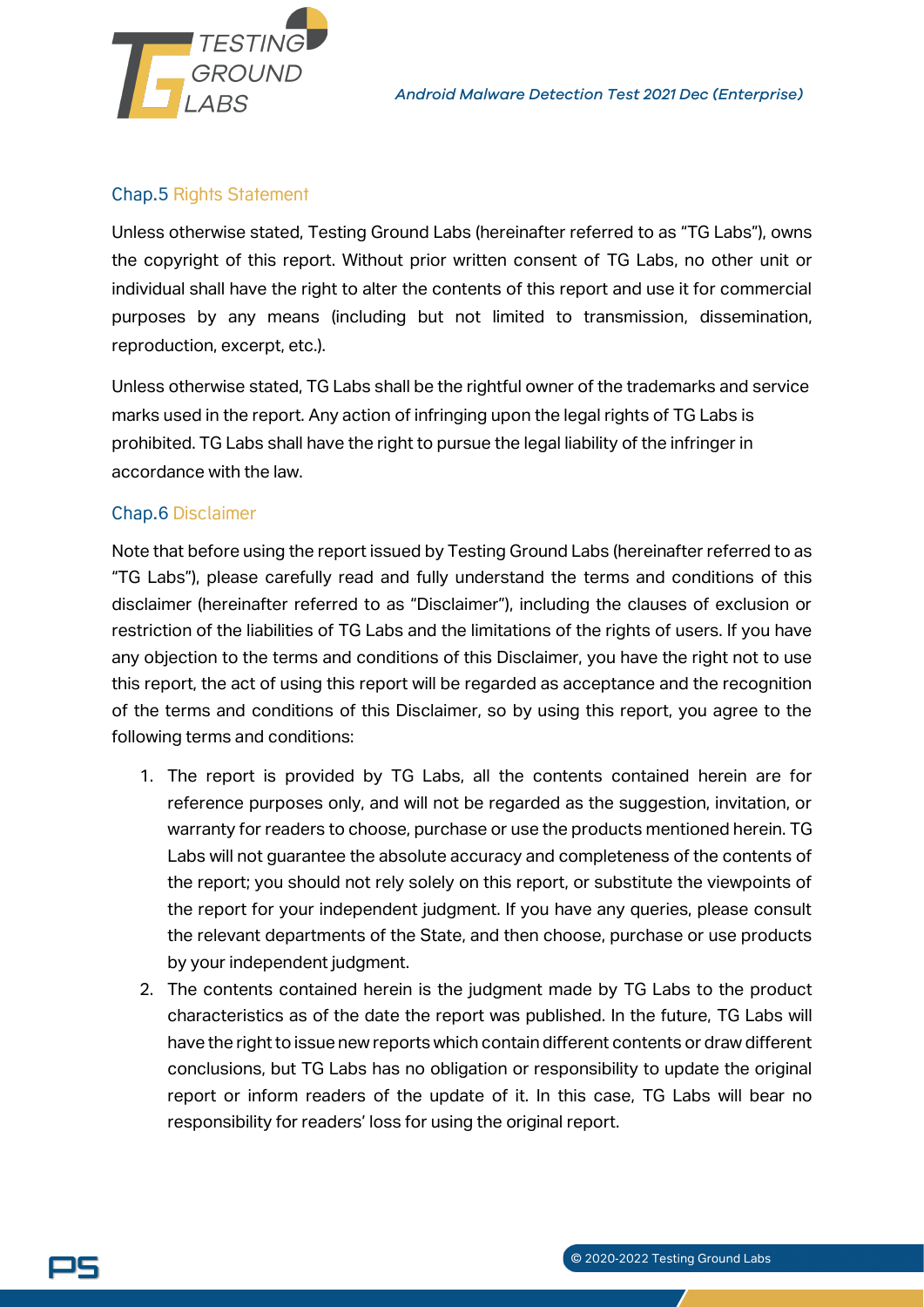## Chap.5 Rights Statement

Unless otherwise stated, Testing Ground Labs (hereinafter referred to as "TG Labs"), owns the copyright of this report. Without prior written consent of TG Labs, no other unit or individual shall have the right to alter the contents of this report and use it for commercial purposes by any means (including but not limited to transmission, dissemination, reproduction, excerpt, etc.).

Unless otherwise stated, TG Labs shall be the rightful owner of the trademarks and service marks used in the report. Any action of infringing upon the legal rights of TG Labs is prohibited. TG Labs shall have the right to pursue the legal liability of the infringer in accordance with the law.

## Chap.6 Disclaimer

Note that before using the report issued by Testing Ground Labs (hereinafter referred to as "TG Labs"), please carefully read and fully understand the terms and conditions of this disclaimer (hereinafter referred to as "Disclaimer"), including the clauses of exclusion or restriction of the liabilities of TG Labs and the limitations of the rights of users. If you have any objection to the terms and conditions of this Disclaimer, you have the right not to use this report, the act of using this report will be regarded as acceptance and the recognition of the terms and conditions of this Disclaimer, so by using this report, you agree to the following terms and conditions:

1. The report is provided by TG Labs, all the contents contained herein are for reference purposes only, and will not be regarded as the suggestion, invitation, or warranty for readers to choose, purchase or use the products mentioned herein. TG Labs will not guarantee the absolute accuracy and completeness of the contents of the report; you should not rely solely on this report, or substitute the viewpoints of the report for your independent judgment. If you have any queries, please consult the relevant departments of the State, and then choose, purchase or use products by your independent judgment.
2. The contents contained herein is the judgment made by TG Labs to the product characteristics as of the date the report was published. In the future, TG Labs will have the right to issue new reports which contain different contents or draw different conclusions, but TG Labs has no obligation or responsibility to update the original report or inform readers of the update of it. In this case, TG Labs will bear no responsibility for readers' loss for using the original report.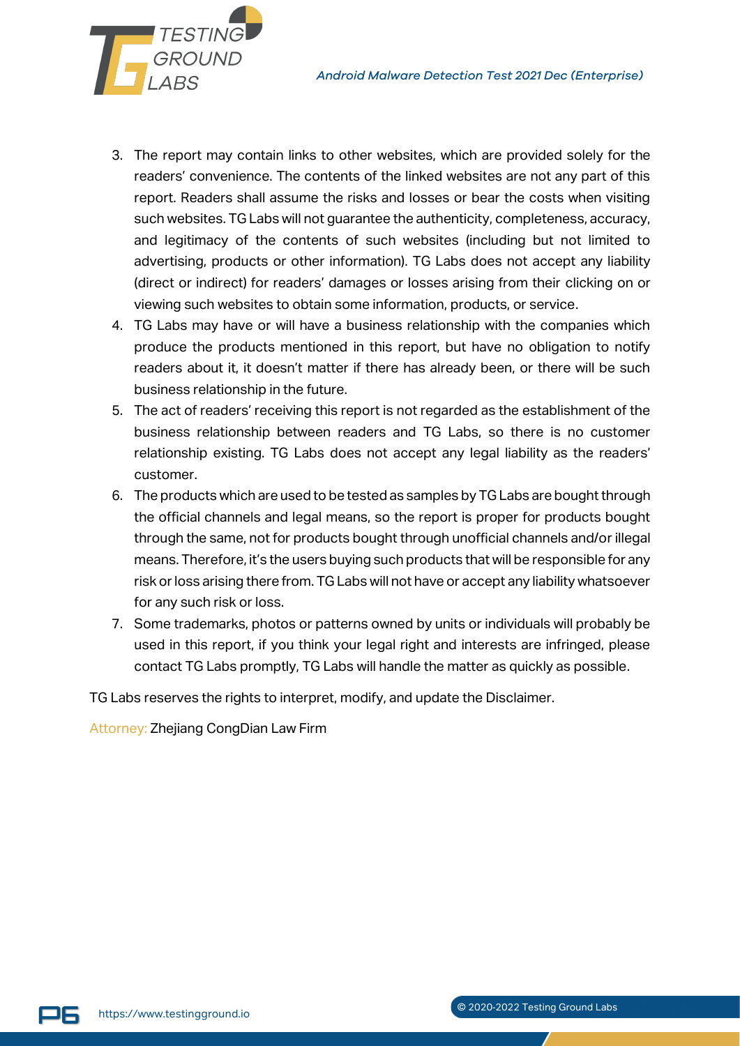3. The report may contain links to other websites, which are provided solely for the readers' convenience. The contents of the linked websites are not any part of this report. Readers shall assume the risks and losses or bear the costs when visiting such websites. TG Labs will not guarantee the authenticity, completeness, accuracy, and legitimacy of the contents of such websites (including but not limited to advertising, products or other information). TG Labs does not accept any liability (direct or indirect) for readers' damages or losses arising from their clicking on or viewing such websites to obtain some information, products, or service.
4. TG Labs may have or will have a business relationship with the companies which produce the products mentioned in this report, but have no obligation to notify readers about it, it doesn't matter if there has already been, or there will be such business relationship in the future.
5. The act of readers' receiving this report is not regarded as the establishment of the business relationship between readers and TG Labs, so there is no customer relationship existing. TG Labs does not accept any legal liability as the readers' customer.
6. The products which are used to be tested as samples by TG Labs are bought through the official channels and legal means, so the report is proper for products bought through the same, not for products bought through unofficial channels and/or illegal means. Therefore, it's the users buying such products that will be responsible for any risk or loss arising there from. TG Labs will not have or accept any liability whatsoever for any such risk or loss.
7. Some trademarks, photos or patterns owned by units or individuals will probably be used in this report, if you think your legal right and interests are infringed, please contact TG Labs promptly, TG Labs will handle the matter as quickly as possible.

TG Labs reserves the rights to interpret, modify, and update the Disclaimer.

Attorney: Zhejiang CongDian Law Firm